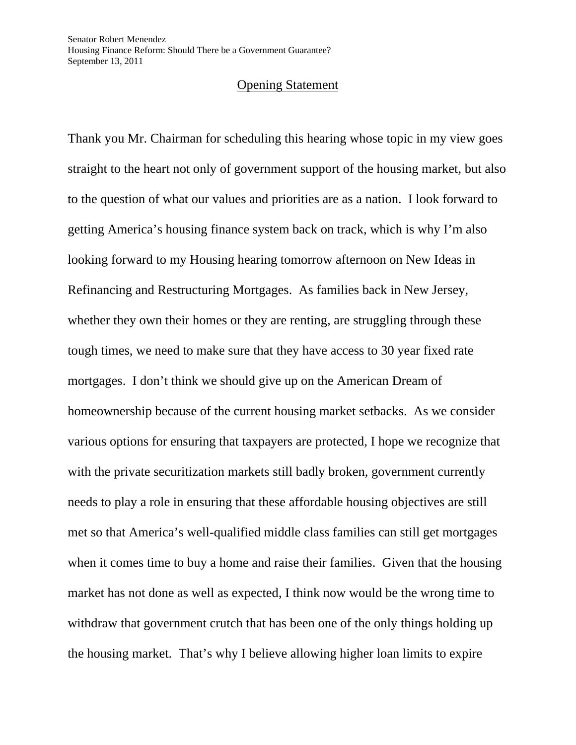Senator Robert Menendez
Housing Finance Reform: Should There be a Government Guarantee?
September 13, 2011

## Opening Statement

Thank you Mr. Chairman for scheduling this hearing whose topic in my view goes straight to the heart not only of government support of the housing market, but also to the question of what our values and priorities are as a nation. I look forward to getting America's housing finance system back on track, which is why I'm also looking forward to my Housing hearing tomorrow afternoon on New Ideas in Refinancing and Restructuring Mortgages. As families back in New Jersey, whether they own their homes or they are renting, are struggling through these tough times, we need to make sure that they have access to 30 year fixed rate mortgages. I don't think we should give up on the American Dream of homeownership because of the current housing market setbacks. As we consider various options for ensuring that taxpayers are protected, I hope we recognize that with the private securitization markets still badly broken, government currently needs to play a role in ensuring that these affordable housing objectives are still met so that America's well-qualified middle class families can still get mortgages when it comes time to buy a home and raise their families. Given that the housing market has not done as well as expected, I think now would be the wrong time to withdraw that government crutch that has been one of the only things holding up the housing market. That's why I believe allowing higher loan limits to expire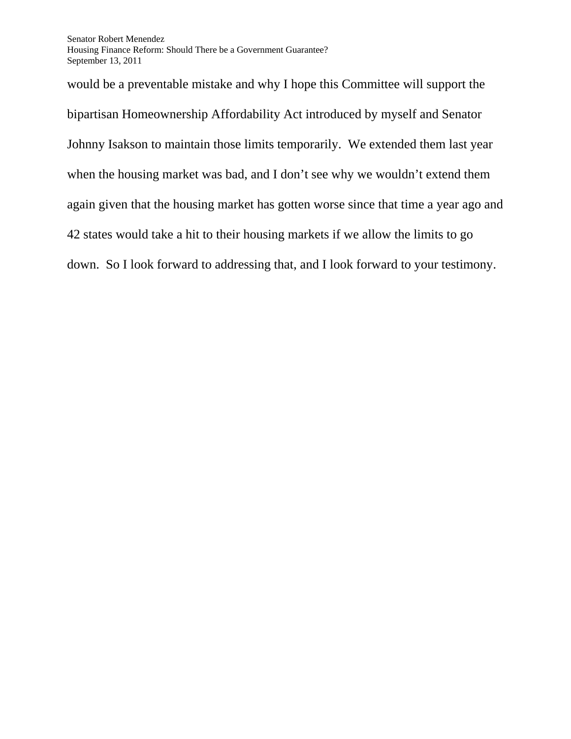would be a preventable mistake and why I hope this Committee will support the bipartisan Homeownership Affordability Act introduced by myself and Senator Johnny Isakson to maintain those limits temporarily. We extended them last year when the housing market was bad, and I don't see why we wouldn't extend them again given that the housing market has gotten worse since that time a year ago and 42 states would take a hit to their housing markets if we allow the limits to go down. So I look forward to addressing that, and I look forward to your testimony.